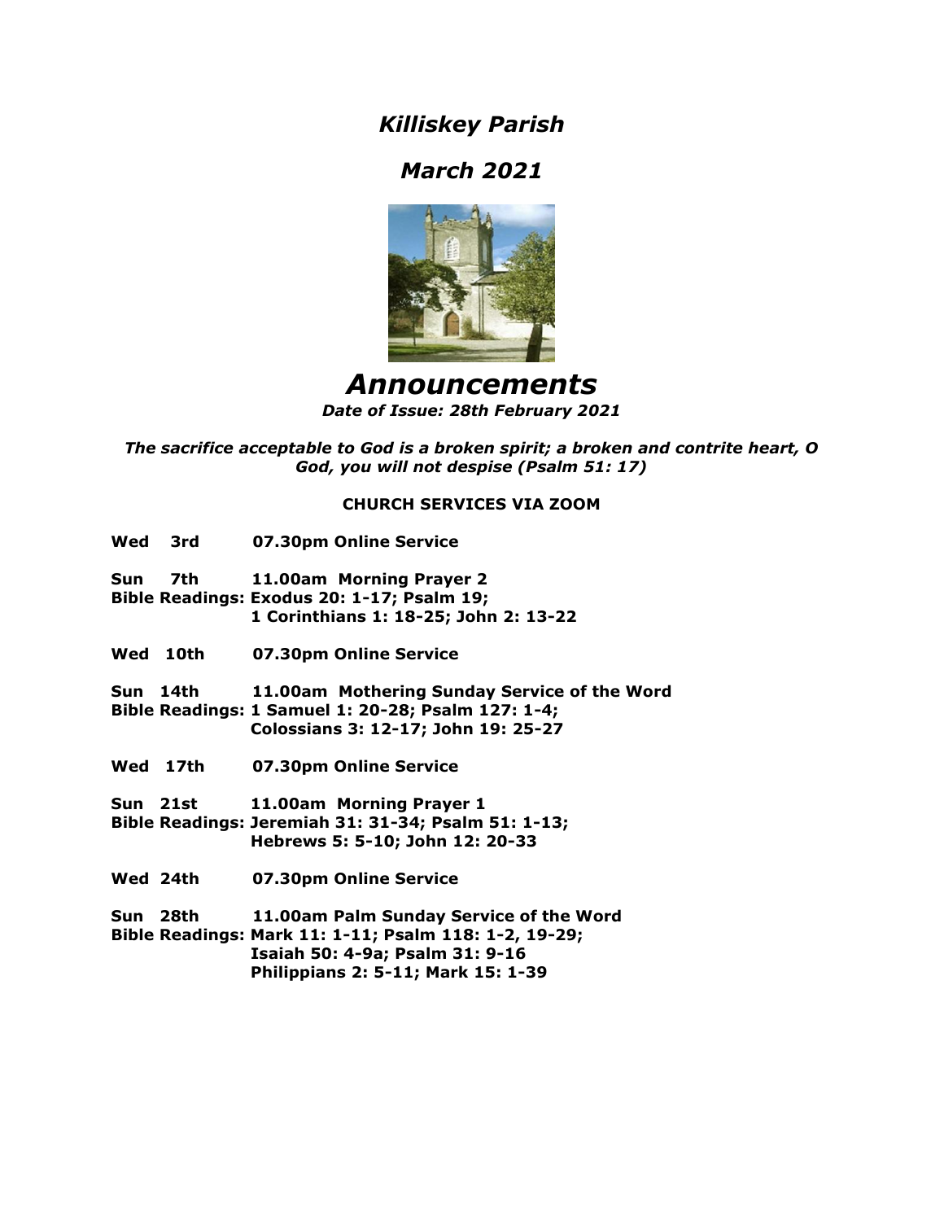# *Killiskey Parish*

## *March 2021*

# *Announcements*

***Date of Issue: 28th February 2021***

***The sacrifice acceptable to God is a broken spirit; a broken and contrite heart, O God, you will not despise (Psalm 51: 17)***

**CHURCH SERVICES VIA ZOOM**

**Wed 3rd 07.30pm Online Service**

**Sun 7th 11.00am Morning Prayer 2**
**Bible Readings: Exodus 20: 1-17; Psalm 19;**
**1 Corinthians 1: 18-25; John 2: 13-22**

**Wed 10th 07.30pm Online Service**

**Sun 14th 11.00am Mothering Sunday Service of the Word**
**Bible Readings: 1 Samuel 1: 20-28; Psalm 127: 1-4;**
**Colossians 3: 12-17; John 19: 25-27**

**Wed 17th 07.30pm Online Service**

**Sun 21st 11.00am Morning Prayer 1**
**Bible Readings: Jeremiah 31: 31-34; Psalm 51: 1-13;**
**Hebrews 5: 5-10; John 12: 20-33**

**Wed 24th 07.30pm Online Service**

**Sun 28th 11.00am Palm Sunday Service of the Word**
**Bible Readings: Mark 11: 1-11; Psalm 118: 1-2, 19-29;**
**Isaiah 50: 4-9a; Psalm 31: 9-16**
**Philippians 2: 5-11; Mark 15: 1-39**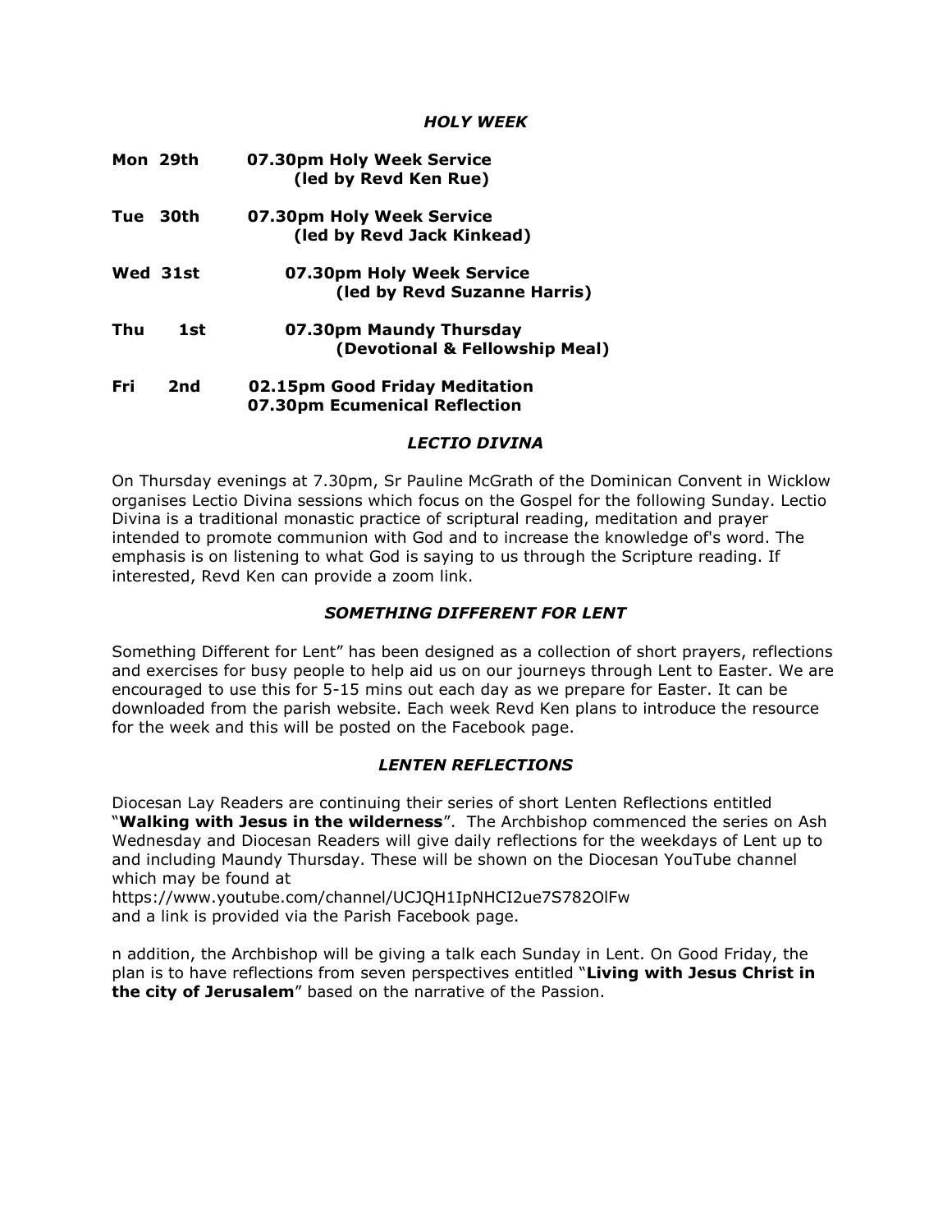### *HOLY WEEK*

**Mon 29th** — **07.30pm Holy Week Service (led by Revd Ken Rue)**

**Tue 30th** — **07.30pm Holy Week Service (led by Revd Jack Kinkead)**

**Wed 31st** — **07.30pm Holy Week Service (led by Revd Suzanne Harris)**

**Thu 1st** — **07.30pm Maundy Thursday (Devotional & Fellowship Meal)**

**Fri 2nd** — **02.15pm Good Friday Meditation**
**07.30pm Ecumenical Reflection**

### *LECTIO DIVINA*

On Thursday evenings at 7.30pm, Sr Pauline McGrath of the Dominican Convent in Wicklow organises Lectio Divina sessions which focus on the Gospel for the following Sunday. Lectio Divina is a traditional monastic practice of scriptural reading, meditation and prayer intended to promote communion with God and to increase the knowledge of's word. The emphasis is on listening to what God is saying to us through the Scripture reading. If interested, Revd Ken can provide a zoom link.

### *SOMETHING DIFFERENT FOR LENT*

Something Different for Lent" has been designed as a collection of short prayers, reflections and exercises for busy people to help aid us on our journeys through Lent to Easter. We are encouraged to use this for 5-15 mins out each day as we prepare for Easter. It can be downloaded from the parish website. Each week Revd Ken plans to introduce the resource for the week and this will be posted on the Facebook page.

### *LENTEN REFLECTIONS*

Diocesan Lay Readers are continuing their series of short Lenten Reflections entitled "**Walking with Jesus in the wilderness**". The Archbishop commenced the series on Ash Wednesday and Diocesan Readers will give daily reflections for the weekdays of Lent up to and including Maundy Thursday. These will be shown on the Diocesan YouTube channel which may be found at
https://www.youtube.com/channel/UCJQH1IpNHCI2ue7S782OlFw
and a link is provided via the Parish Facebook page.

n addition, the Archbishop will be giving a talk each Sunday in Lent. On Good Friday, the plan is to have reflections from seven perspectives entitled "**Living with Jesus Christ in the city of Jerusalem**" based on the narrative of the Passion.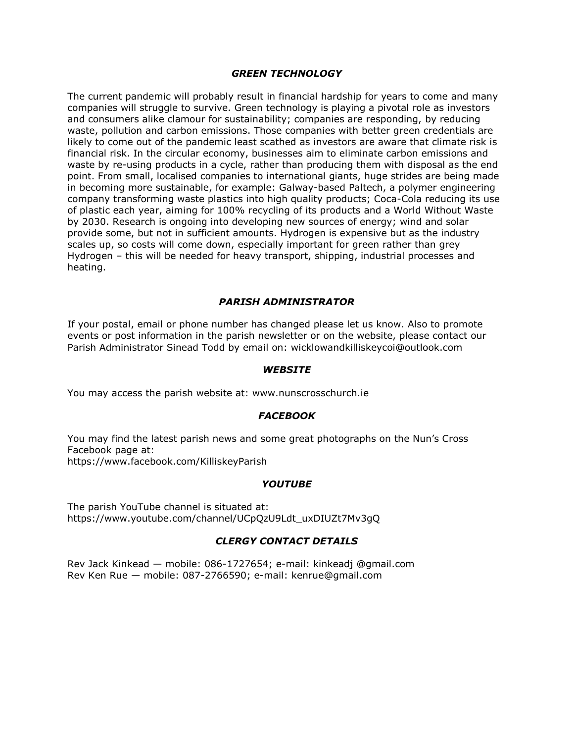### *GREEN TECHNOLOGY*

The current pandemic will probably result in financial hardship for years to come and many companies will struggle to survive. Green technology is playing a pivotal role as investors and consumers alike clamour for sustainability; companies are responding, by reducing waste, pollution and carbon emissions. Those companies with better green credentials are likely to come out of the pandemic least scathed as investors are aware that climate risk is financial risk. In the circular economy, businesses aim to eliminate carbon emissions and waste by re-using products in a cycle, rather than producing them with disposal as the end point. From small, localised companies to international giants, huge strides are being made in becoming more sustainable, for example: Galway-based Paltech, a polymer engineering company transforming waste plastics into high quality products; Coca-Cola reducing its use of plastic each year, aiming for 100% recycling of its products and a World Without Waste by 2030. Research is ongoing into developing new sources of energy; wind and solar provide some, but not in sufficient amounts. Hydrogen is expensive but as the industry scales up, so costs will come down, especially important for green rather than grey Hydrogen – this will be needed for heavy transport, shipping, industrial processes and heating.

### *PARISH ADMINISTRATOR*

If your postal, email or phone number has changed please let us know. Also to promote events or post information in the parish newsletter or on the website, please contact our Parish Administrator Sinead Todd by email on: wicklowandkilliskeycoi@outlook.com

### *WEBSITE*

You may access the parish website at: www.nunscrosschurch.ie

### *FACEBOOK*

You may find the latest parish news and some great photographs on the Nun's Cross Facebook page at:
https://www.facebook.com/KilliskeyParish

### *YOUTUBE*

The parish YouTube channel is situated at:
https://www.youtube.com/channel/UCpQzU9Ldt_uxDIUZt7Mv3gQ

### *CLERGY CONTACT DETAILS*

Rev Jack Kinkead — mobile: 086-1727654; e-mail: kinkeadj @gmail.com
Rev Ken Rue — mobile: 087-2766590; e-mail: kenrue@gmail.com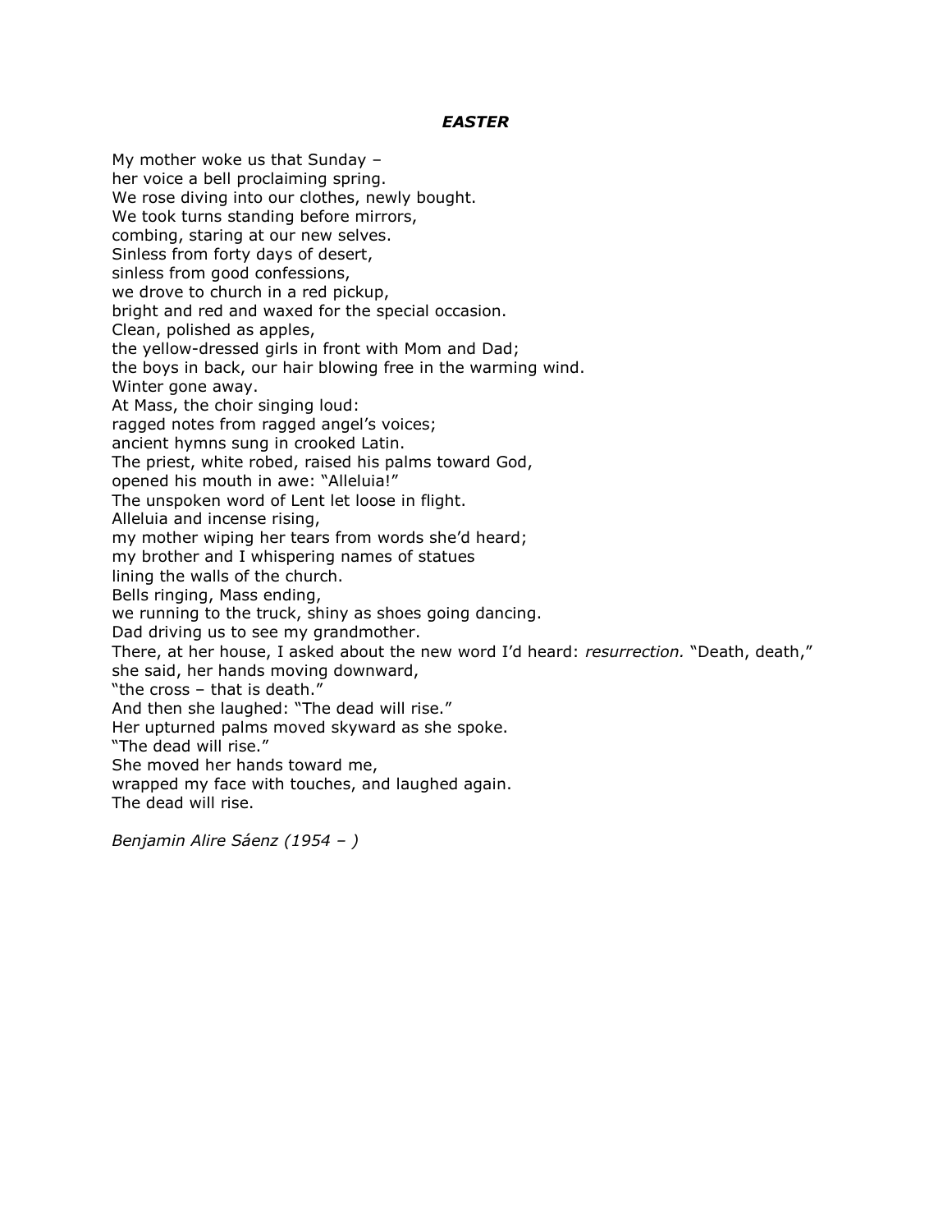***EASTER***

My mother woke us that Sunday –
her voice a bell proclaiming spring.
We rose diving into our clothes, newly bought.
We took turns standing before mirrors,
combing, staring at our new selves.
Sinless from forty days of desert,
sinless from good confessions,
we drove to church in a red pickup,
bright and red and waxed for the special occasion.
Clean, polished as apples,
the yellow-dressed girls in front with Mom and Dad;
the boys in back, our hair blowing free in the warming wind.
Winter gone away.
At Mass, the choir singing loud:
ragged notes from ragged angel's voices;
ancient hymns sung in crooked Latin.
The priest, white robed, raised his palms toward God,
opened his mouth in awe: "Alleluia!"
The unspoken word of Lent let loose in flight.
Alleluia and incense rising,
my mother wiping her tears from words she'd heard;
my brother and I whispering names of statues
lining the walls of the church.
Bells ringing, Mass ending,
we running to the truck, shiny as shoes going dancing.
Dad driving us to see my grandmother.
There, at her house, I asked about the new word I'd heard: *resurrection.* "Death, death,"
she said, her hands moving downward,
"the cross – that is death."
And then she laughed: "The dead will rise."
Her upturned palms moved skyward as she spoke.
"The dead will rise."
She moved her hands toward me,
wrapped my face with touches, and laughed again.
The dead will rise.

*Benjamin Alire Sáenz (1954 – )*